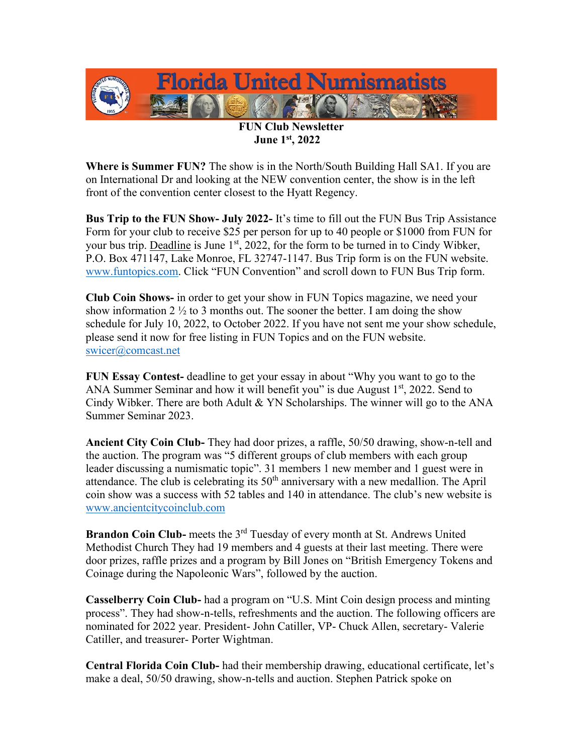# Florida United Numismatists

**FUN Club Newsletter**
**June 1st, 2022**

**Where is Summer FUN?** The show is in the North/South Building Hall SA1. If you are on International Dr and looking at the NEW convention center, the show is in the left front of the convention center closest to the Hyatt Regency.

**Bus Trip to the FUN Show- July 2022-** It's time to fill out the FUN Bus Trip Assistance Form for your club to receive $25 per person for up to 40 people or $1000 from FUN for your bus trip. Deadline is June 1st, 2022, for the form to be turned in to Cindy Wibker, P.O. Box 471147, Lake Monroe, FL 32747-1147. Bus Trip form is on the FUN website. www.funtopics.com. Click "FUN Convention" and scroll down to FUN Bus Trip form.

**Club Coin Shows-** in order to get your show in FUN Topics magazine, we need your show information 2 ½ to 3 months out. The sooner the better. I am doing the show schedule for July 10, 2022, to October 2022. If you have not sent me your show schedule, please send it now for free listing in FUN Topics and on the FUN website. swicer@comcast.net

**FUN Essay Contest-** deadline to get your essay in about "Why you want to go to the ANA Summer Seminar and how it will benefit you" is due August 1st, 2022. Send to Cindy Wibker. There are both Adult & YN Scholarships. The winner will go to the ANA Summer Seminar 2023.

**Ancient City Coin Club-** They had door prizes, a raffle, 50/50 drawing, show-n-tell and the auction. The program was "5 different groups of club members with each group leader discussing a numismatic topic". 31 members 1 new member and 1 guest were in attendance. The club is celebrating its 50th anniversary with a new medallion. The April coin show was a success with 52 tables and 140 in attendance. The club's new website is www.ancientcitycoinclub.com

**Brandon Coin Club-** meets the 3rd Tuesday of every month at St. Andrews United Methodist Church They had 19 members and 4 guests at their last meeting. There were door prizes, raffle prizes and a program by Bill Jones on "British Emergency Tokens and Coinage during the Napoleonic Wars", followed by the auction.

**Casselberry Coin Club-** had a program on "U.S. Mint Coin design process and minting process". They had show-n-tells, refreshments and the auction. The following officers are nominated for 2022 year. President- John Catiller, VP- Chuck Allen, secretary- Valerie Catiller, and treasurer- Porter Wightman.

**Central Florida Coin Club-** had their membership drawing, educational certificate, let's make a deal, 50/50 drawing, show-n-tells and auction. Stephen Patrick spoke on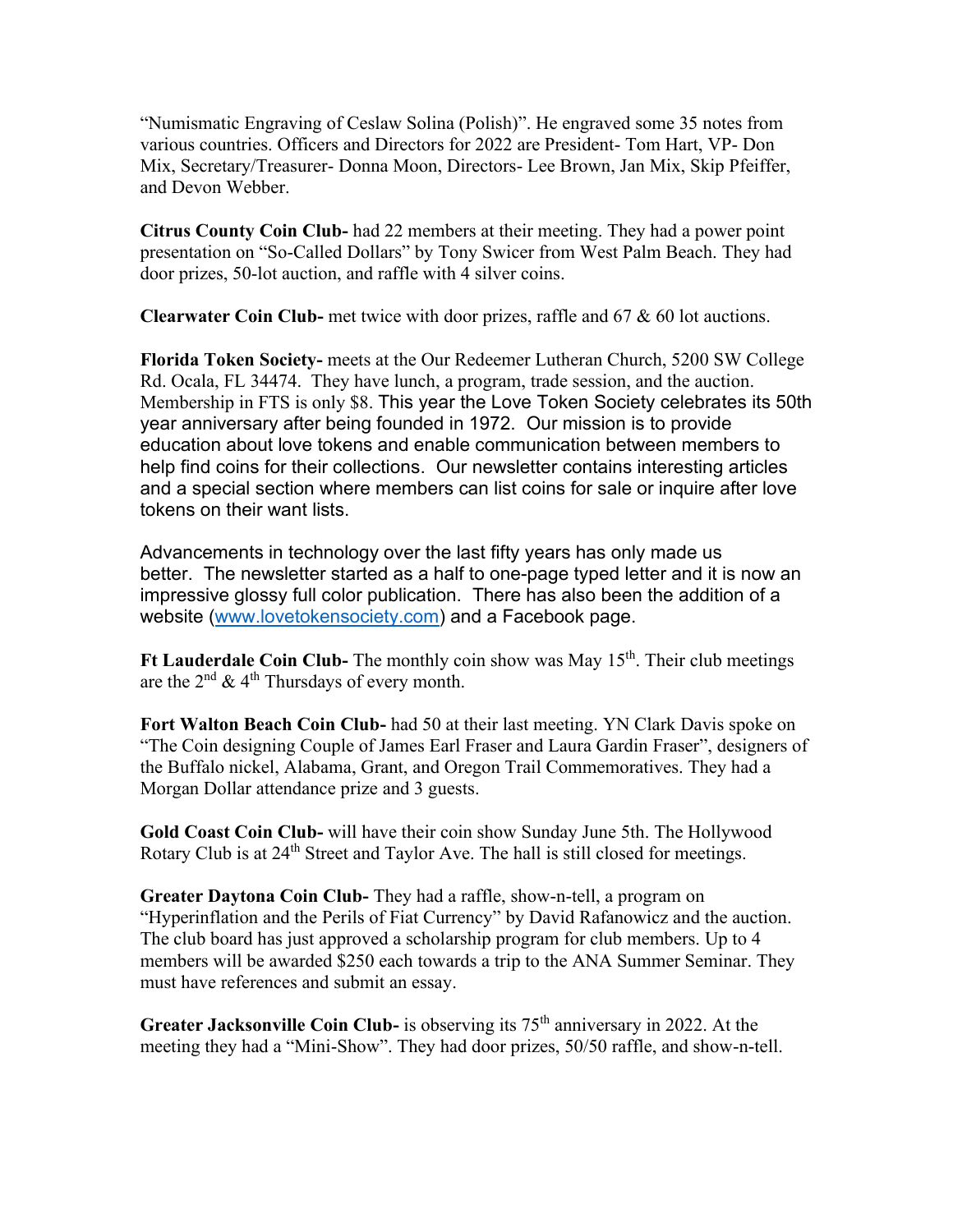"Numismatic Engraving of Ceslaw Solina (Polish)". He engraved some 35 notes from various countries. Officers and Directors for 2022 are President- Tom Hart, VP- Don Mix, Secretary/Treasurer- Donna Moon, Directors- Lee Brown, Jan Mix, Skip Pfeiffer, and Devon Webber.

**Citrus County Coin Club-** had 22 members at their meeting. They had a power point presentation on "So-Called Dollars" by Tony Swicer from West Palm Beach. They had door prizes, 50-lot auction, and raffle with 4 silver coins.

**Clearwater Coin Club-** met twice with door prizes, raffle and 67 & 60 lot auctions.

**Florida Token Society-** meets at the Our Redeemer Lutheran Church, 5200 SW College Rd. Ocala, FL 34474. They have lunch, a program, trade session, and the auction. Membership in FTS is only $8. This year the Love Token Society celebrates its 50th year anniversary after being founded in 1972. Our mission is to provide education about love tokens and enable communication between members to help find coins for their collections. Our newsletter contains interesting articles and a special section where members can list coins for sale or inquire after love tokens on their want lists.

Advancements in technology over the last fifty years has only made us better. The newsletter started as a half to one-page typed letter and it is now an impressive glossy full color publication. There has also been the addition of a website (www.lovetokensociety.com) and a Facebook page.

**Ft Lauderdale Coin Club-** The monthly coin show was May 15th. Their club meetings are the 2nd & 4th Thursdays of every month.

**Fort Walton Beach Coin Club-** had 50 at their last meeting. YN Clark Davis spoke on "The Coin designing Couple of James Earl Fraser and Laura Gardin Fraser", designers of the Buffalo nickel, Alabama, Grant, and Oregon Trail Commemoratives. They had a Morgan Dollar attendance prize and 3 guests.

**Gold Coast Coin Club-** will have their coin show Sunday June 5th. The Hollywood Rotary Club is at 24th Street and Taylor Ave. The hall is still closed for meetings.

**Greater Daytona Coin Club-** They had a raffle, show-n-tell, a program on "Hyperinflation and the Perils of Fiat Currency" by David Rafanowicz and the auction. The club board has just approved a scholarship program for club members. Up to 4 members will be awarded $250 each towards a trip to the ANA Summer Seminar. They must have references and submit an essay.

**Greater Jacksonville Coin Club-** is observing its 75th anniversary in 2022. At the meeting they had a "Mini-Show". They had door prizes, 50/50 raffle, and show-n-tell.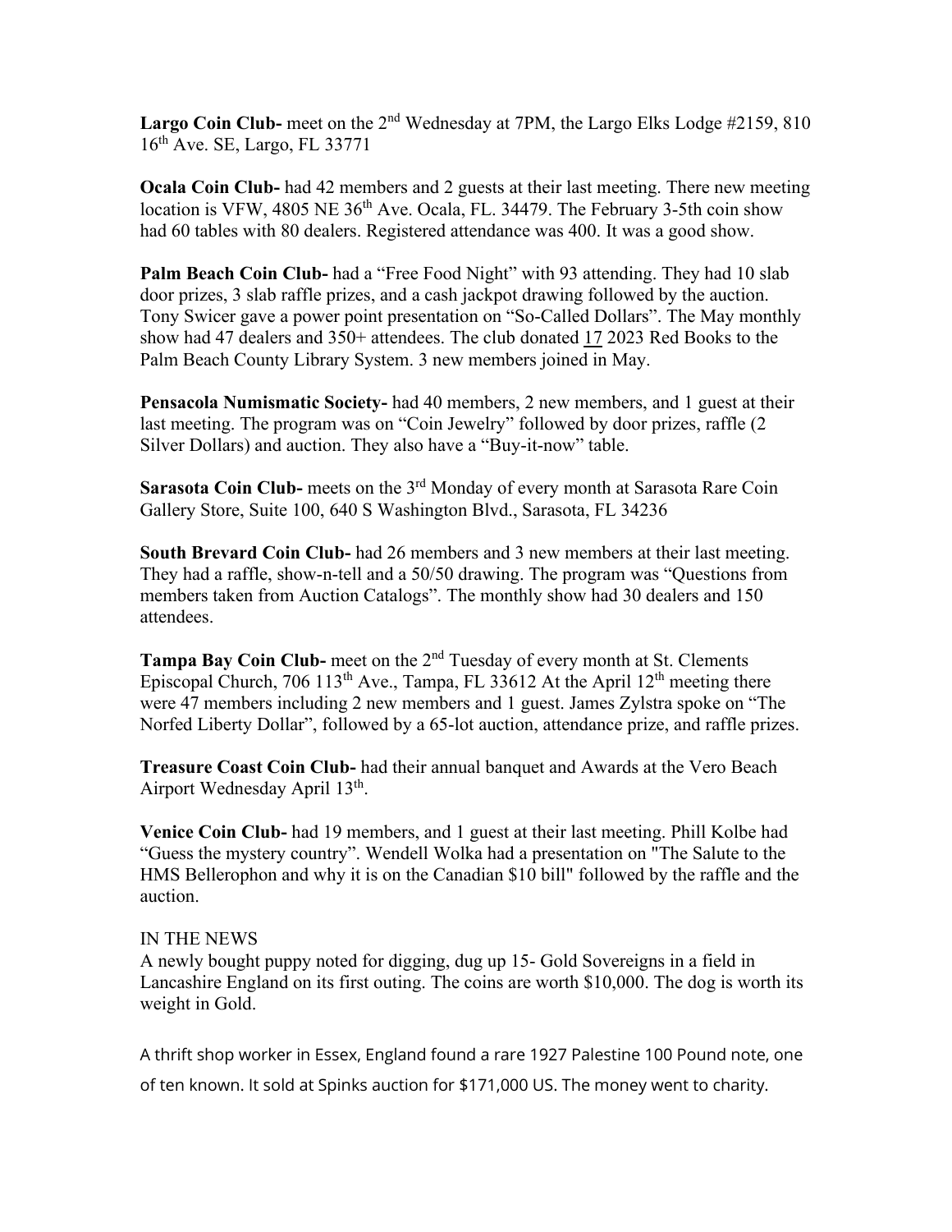**Largo Coin Club-** meet on the 2nd Wednesday at 7PM, the Largo Elks Lodge #2159, 810 16th Ave. SE, Largo, FL 33771

**Ocala Coin Club-** had 42 members and 2 guests at their last meeting. There new meeting location is VFW, 4805 NE 36th Ave. Ocala, FL. 34479. The February 3-5th coin show had 60 tables with 80 dealers. Registered attendance was 400. It was a good show.

**Palm Beach Coin Club-** had a "Free Food Night" with 93 attending. They had 10 slab door prizes, 3 slab raffle prizes, and a cash jackpot drawing followed by the auction. Tony Swicer gave a power point presentation on "So-Called Dollars". The May monthly show had 47 dealers and 350+ attendees. The club donated 17 2023 Red Books to the Palm Beach County Library System. 3 new members joined in May.

**Pensacola Numismatic Society-** had 40 members, 2 new members, and 1 guest at their last meeting. The program was on "Coin Jewelry" followed by door prizes, raffle (2 Silver Dollars) and auction. They also have a "Buy-it-now" table.

**Sarasota Coin Club-** meets on the 3rd Monday of every month at Sarasota Rare Coin Gallery Store, Suite 100, 640 S Washington Blvd., Sarasota, FL 34236

**South Brevard Coin Club-** had 26 members and 3 new members at their last meeting. They had a raffle, show-n-tell and a 50/50 drawing. The program was "Questions from members taken from Auction Catalogs". The monthly show had 30 dealers and 150 attendees.

**Tampa Bay Coin Club-** meet on the 2nd Tuesday of every month at St. Clements Episcopal Church, 706 113th Ave., Tampa, FL 33612 At the April 12th meeting there were 47 members including 2 new members and 1 guest. James Zylstra spoke on "The Norfed Liberty Dollar", followed by a 65-lot auction, attendance prize, and raffle prizes.

**Treasure Coast Coin Club-** had their annual banquet and Awards at the Vero Beach Airport Wednesday April 13th.

**Venice Coin Club-** had 19 members, and 1 guest at their last meeting. Phill Kolbe had "Guess the mystery country". Wendell Wolka had a presentation on "The Salute to the HMS Bellerophon and why it is on the Canadian $10 bill" followed by the raffle and the auction.

IN THE NEWS

A newly bought puppy noted for digging, dug up 15- Gold Sovereigns in a field in Lancashire England on its first outing. The coins are worth $10,000. The dog is worth its weight in Gold.

A thrift shop worker in Essex, England found a rare 1927 Palestine 100 Pound note, one of ten known. It sold at Spinks auction for $171,000 US. The money went to charity.